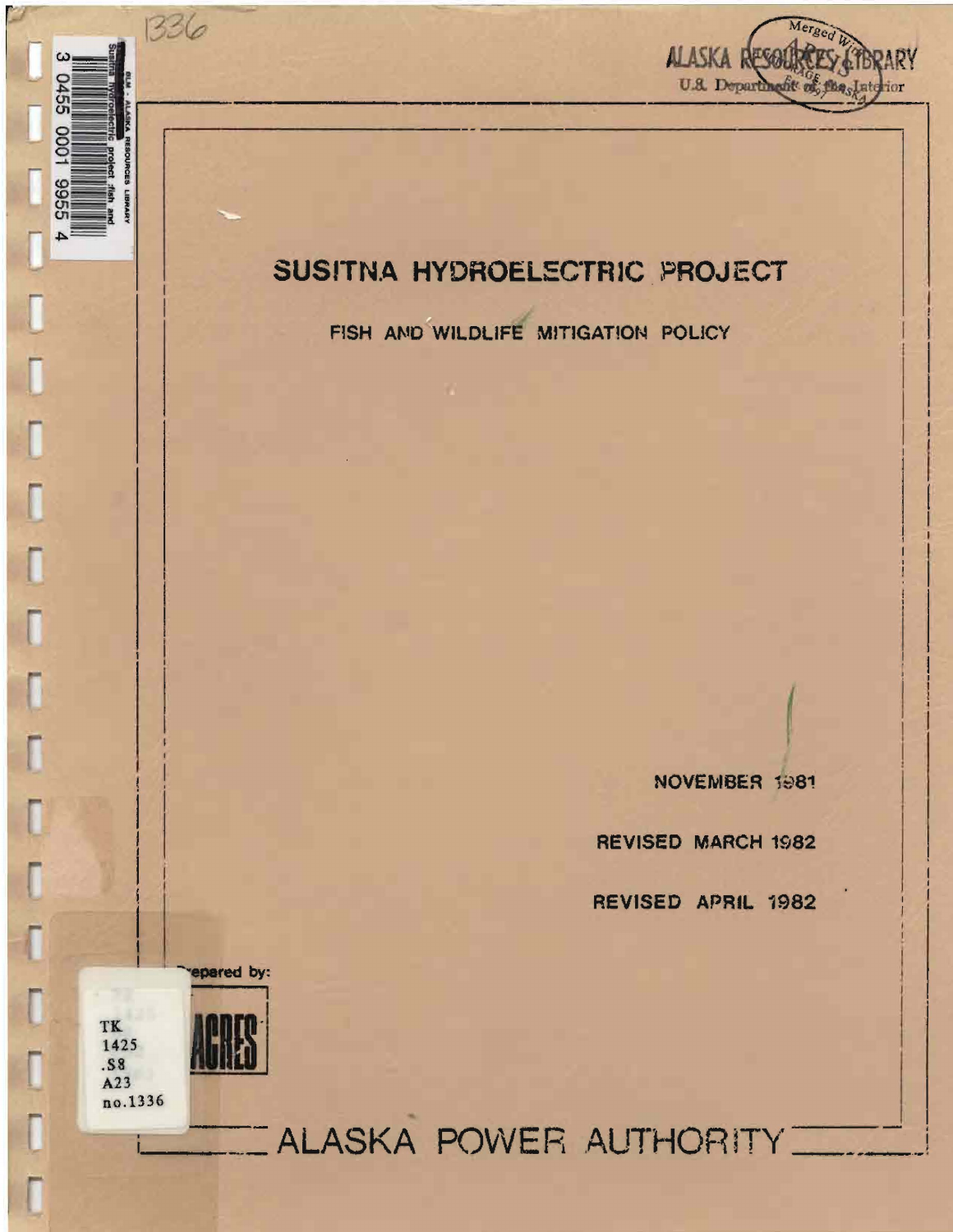# SUSITNA HYDROELECTRIC PROJECT

## FISH AND WILDLIFE MITIGATION POLICY

NOVEMBER 1981

REVISED MARCH 1982

REVISED APRIL 1982

Prepared by:

ACRES

ALASKA POWER AUTHORITY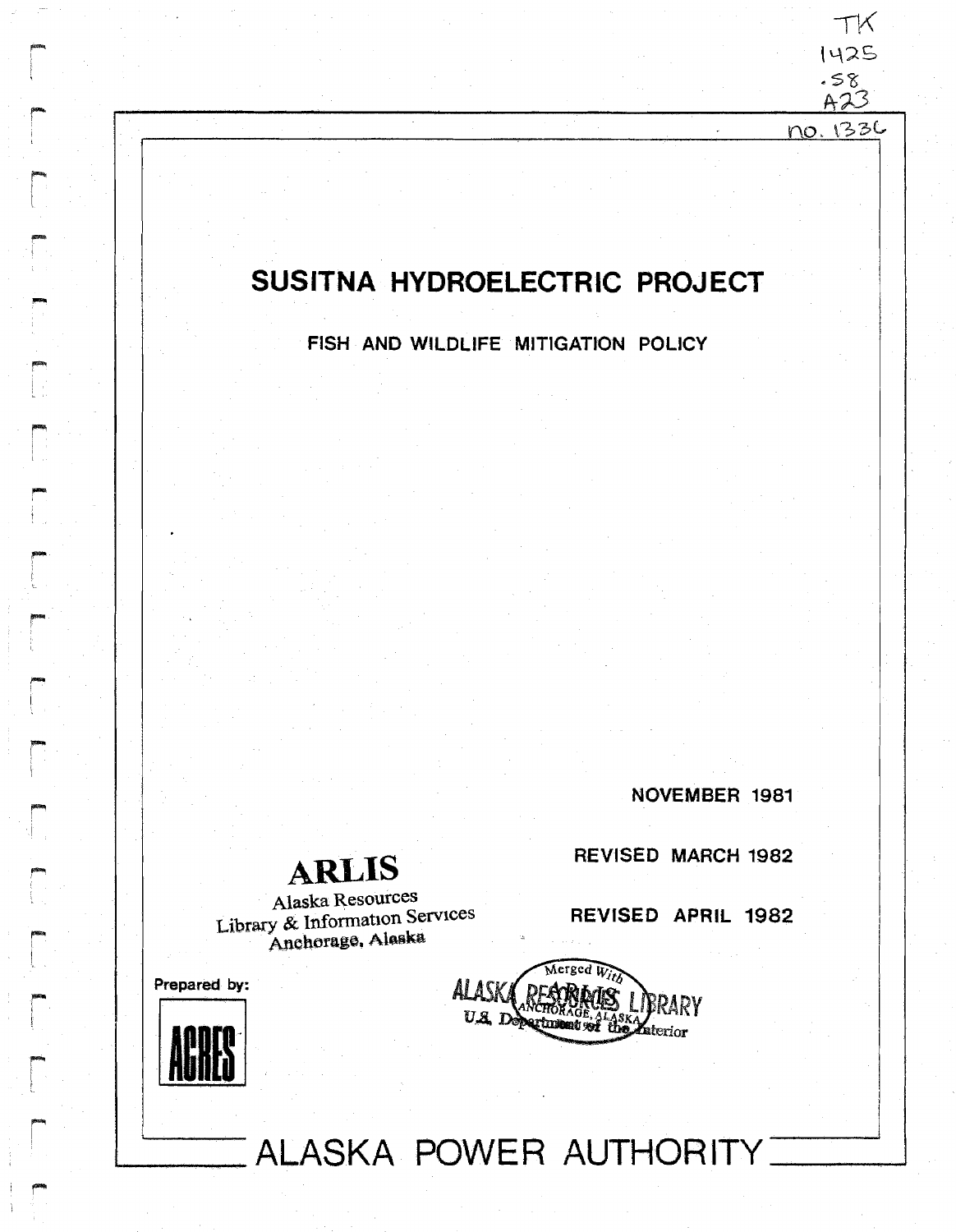TK
1425
.S8
A23
no. 1336

# SUSITNA HYDROELECTRIC PROJECT

## FISH AND WILDLIFE MITIGATION POLICY

NOVEMBER 1981

REVISED MARCH 1982

REVISED APRIL 1982

**ARLIS**

Alaska Resources
Library & Information Services
Anchorage, Alaska

Merged With
ALASKA RESOURCES LIBRARY
ARLIS ANCHORAGE, ALASKA
U.S. Department of the Interior

Prepared by:

ACRES

# ALASKA POWER AUTHORITY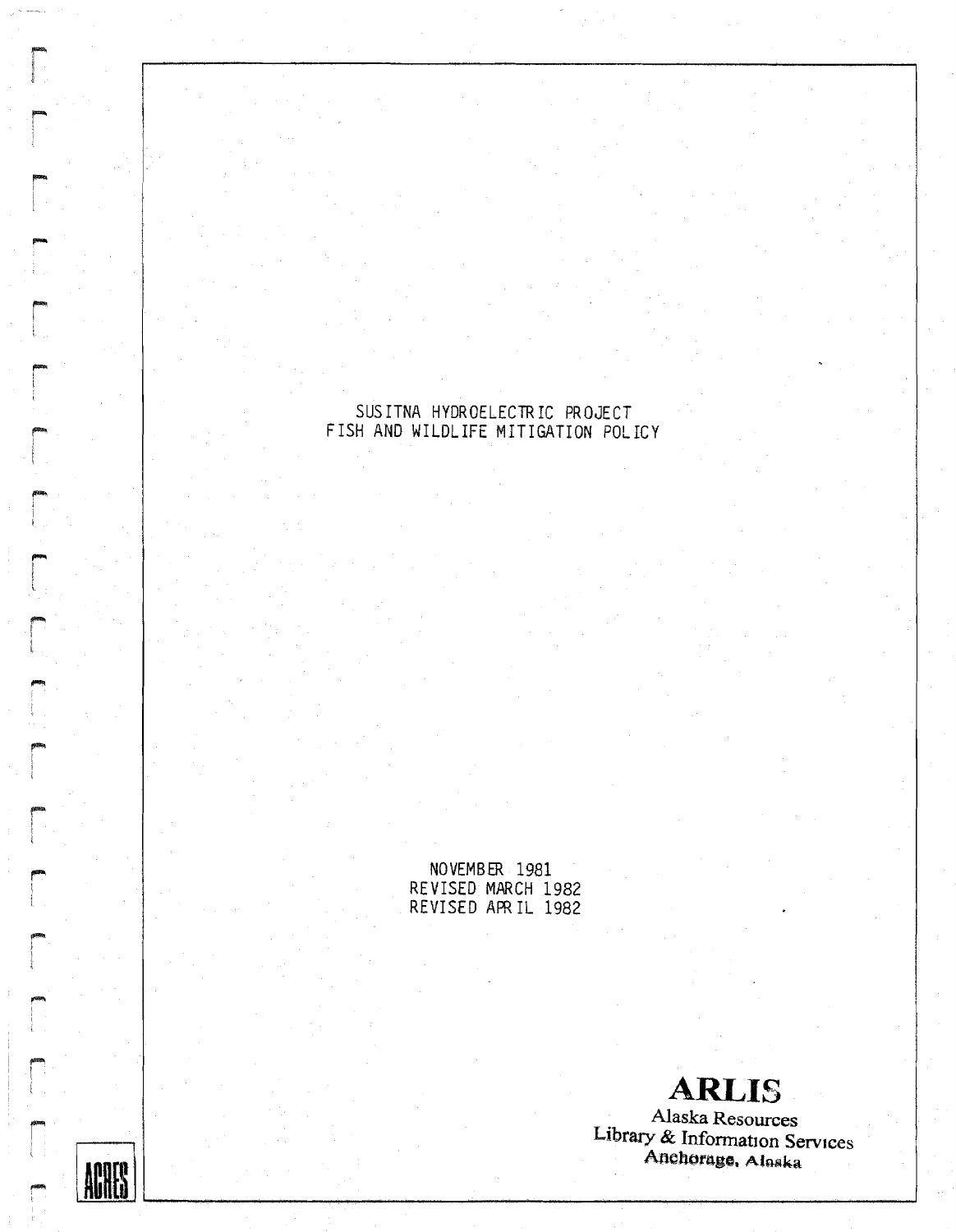# SUSITNA HYDROELECTRIC PROJECT
# FISH AND WILDLIFE MITIGATION POLICY

NOVEMBER 1981
REVISED MARCH 1982
REVISED APRIL 1982

**ARLIS**
Alaska Resources
Library & Information Services
Anchorage, Alaska

ACRES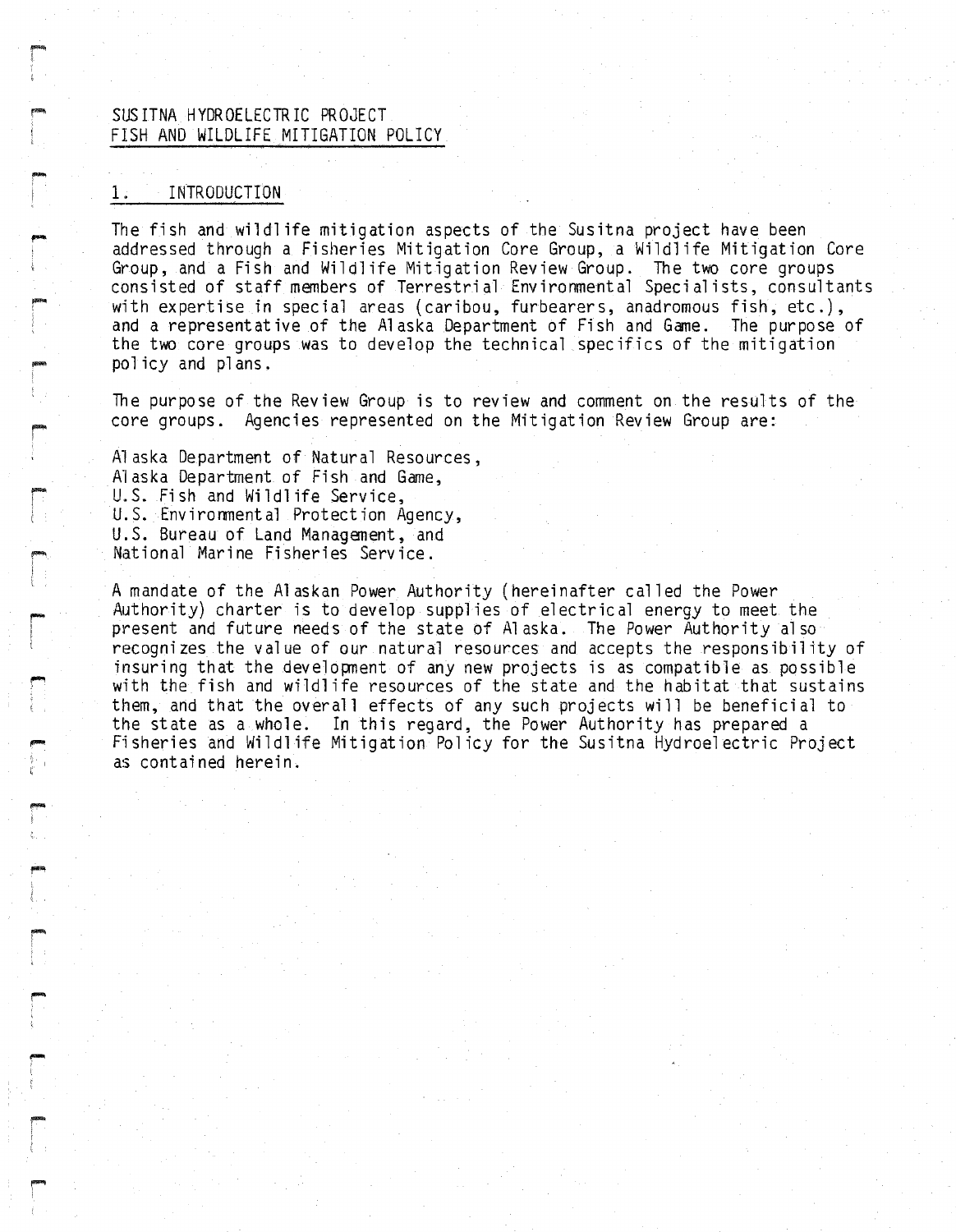SUSITNA HYDROELECTRIC PROJECT
FISH AND WILDLIFE MITIGATION POLICY

## 1. INTRODUCTION

The fish and wildlife mitigation aspects of the Susitna project have been addressed through a Fisheries Mitigation Core Group, a Wildlife Mitigation Core Group, and a Fish and Wildlife Mitigation Review Group. The two core groups consisted of staff members of Terrestrial Environmental Specialists, consultants with expertise in special areas (caribou, furbearers, anadromous fish, etc.), and a representative of the Alaska Department of Fish and Game. The purpose of the two core groups was to develop the technical specifics of the mitigation policy and plans.

The purpose of the Review Group is to review and comment on the results of the core groups. Agencies represented on the Mitigation Review Group are:

Alaska Department of Natural Resources,
Alaska Department of Fish and Game,
U.S. Fish and Wildlife Service,
U.S. Environmental Protection Agency,
U.S. Bureau of Land Management, and
National Marine Fisheries Service.

A mandate of the Alaskan Power Authority (hereinafter called the Power Authority) charter is to develop supplies of electrical energy to meet the present and future needs of the state of Alaska. The Power Authority also recognizes the value of our natural resources and accepts the responsibility of insuring that the development of any new projects is as compatible as possible with the fish and wildlife resources of the state and the habitat that sustains them, and that the overall effects of any such projects will be beneficial to the state as a whole. In this regard, the Power Authority has prepared a Fisheries and Wildlife Mitigation Policy for the Susitna Hydroelectric Project as contained herein.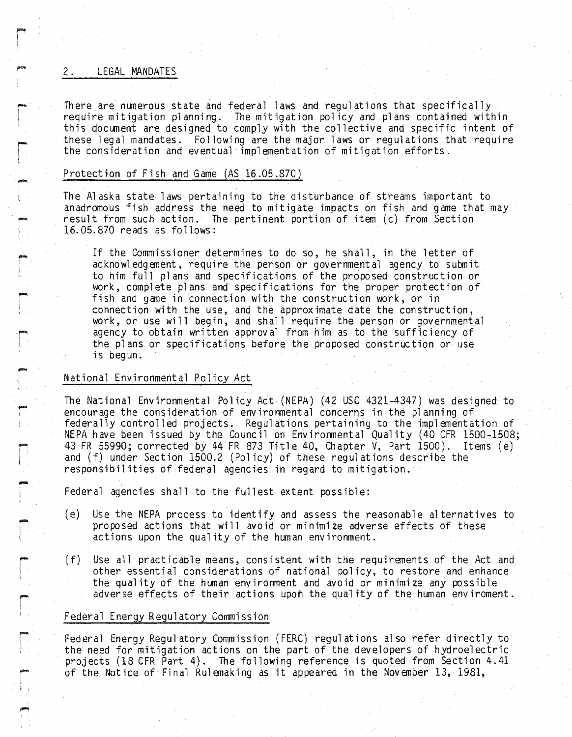## 2. LEGAL MANDATES

There are numerous state and federal laws and regulations that specifically require mitigation planning. The mitigation policy and plans contained within this document are designed to comply with the collective and specific intent of these legal mandates. Following are the major laws or regulations that require the consideration and eventual implementation of mitigation efforts.

### Protection of Fish and Game (AS 16.05.870)

The Alaska state laws pertaining to the disturbance of streams important to anadromous fish address the need to mitigate impacts on fish and game that may result from such action. The pertinent portion of item (c) from Section 16.05.870 reads as follows:

> If the Commissioner determines to do so, he shall, in the letter of acknowledgement, require the person or governmental agency to submit to him full plans and specifications of the proposed construction or work, complete plans and specifications for the proper protection of fish and game in connection with the construction work, or in connection with the use, and the approximate date the construction, work, or use will begin, and shall require the person or governmental agency to obtain written approval from him as to the sufficiency of the plans or specifications before the proposed construction or use is begun.

### National Environmental Policy Act

The National Environmental Policy Act (NEPA) (42 USC 4321-4347) was designed to encourage the consideration of environmental concerns in the planning of federally controlled projects. Regulations pertaining to the implementation of NEPA have been issued by the Council on Environmental Quality (40 CFR 1500-1508; 43 FR 55990; corrected by 44 FR 873 Title 40, Chapter V, Part 1500). Items (e) and (f) under Section 1500.2 (Policy) of these regulations describe the responsibilities of federal agencies in regard to mitigation.

Federal agencies shall to the fullest extent possible:

(e) Use the NEPA process to identify and assess the reasonable alternatives to proposed actions that will avoid or minimize adverse effects of these actions upon the quality of the human environment.

(f) Use all practicable means, consistent with the requirements of the Act and other essential considerations of national policy, to restore and enhance the quality of the human environment and avoid or minimize any possible adverse effects of their actions upoh the quality of the human enviroment.

### Federal Energy Regulatory Commission

Federal Energy Regulatory Commission (FERC) regulations also refer directly to the need for mitigation actions on the part of the developers of hydroelectric projects (18 CFR Part 4). The following reference is quoted from Section 4.41 of the Notice of Final Rulemaking as it appeared in the November 13, 1981,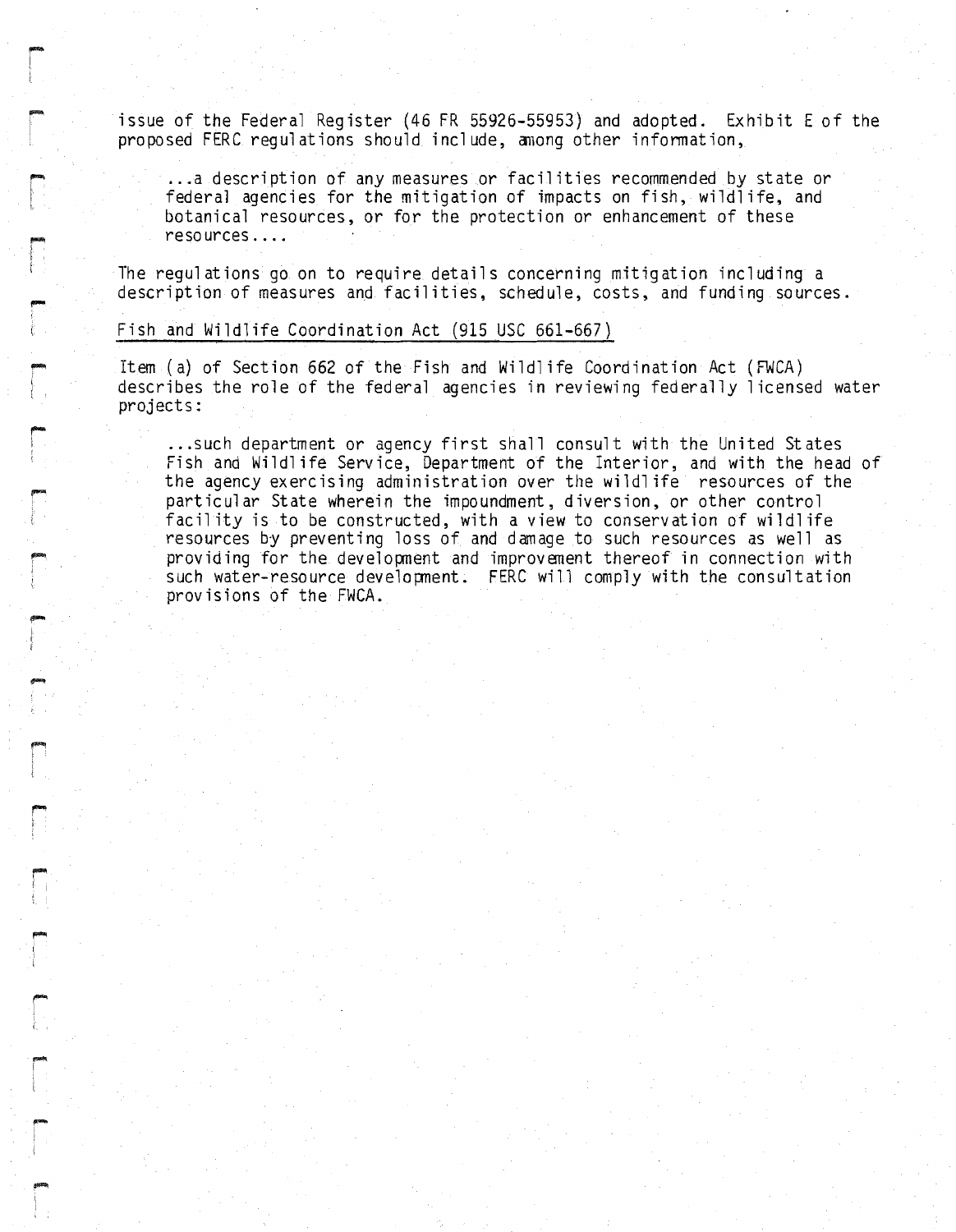issue of the Federal Register (46 FR 55926-55953) and adopted. Exhibit E of the proposed FERC regulations should include, among other information,

> ...a description of any measures or facilities recommended by state or federal agencies for the mitigation of impacts on fish, wildlife, and botanical resources, or for the protection or enhancement of these resources....

The regulations go on to require details concerning mitigation including a description of measures and facilities, schedule, costs, and funding sources.

Fish and Wildlife Coordination Act (915 USC 661-667)

Item (a) of Section 662 of the Fish and Wildlife Coordination Act (FWCA) describes the role of the federal agencies in reviewing federally licensed water projects:

> ...such department or agency first shall consult with the United States Fish and Wildlife Service, Department of the Interior, and with the head of the agency exercising administration over the wildlife resources of the particular State wherein the impoundment, diversion, or other control facility is to be constructed, with a view to conservation of wildlife resources by preventing loss of and damage to such resources as well as providing for the development and improvement thereof in connection with such water-resource development. FERC will comply with the consultation provisions of the FWCA.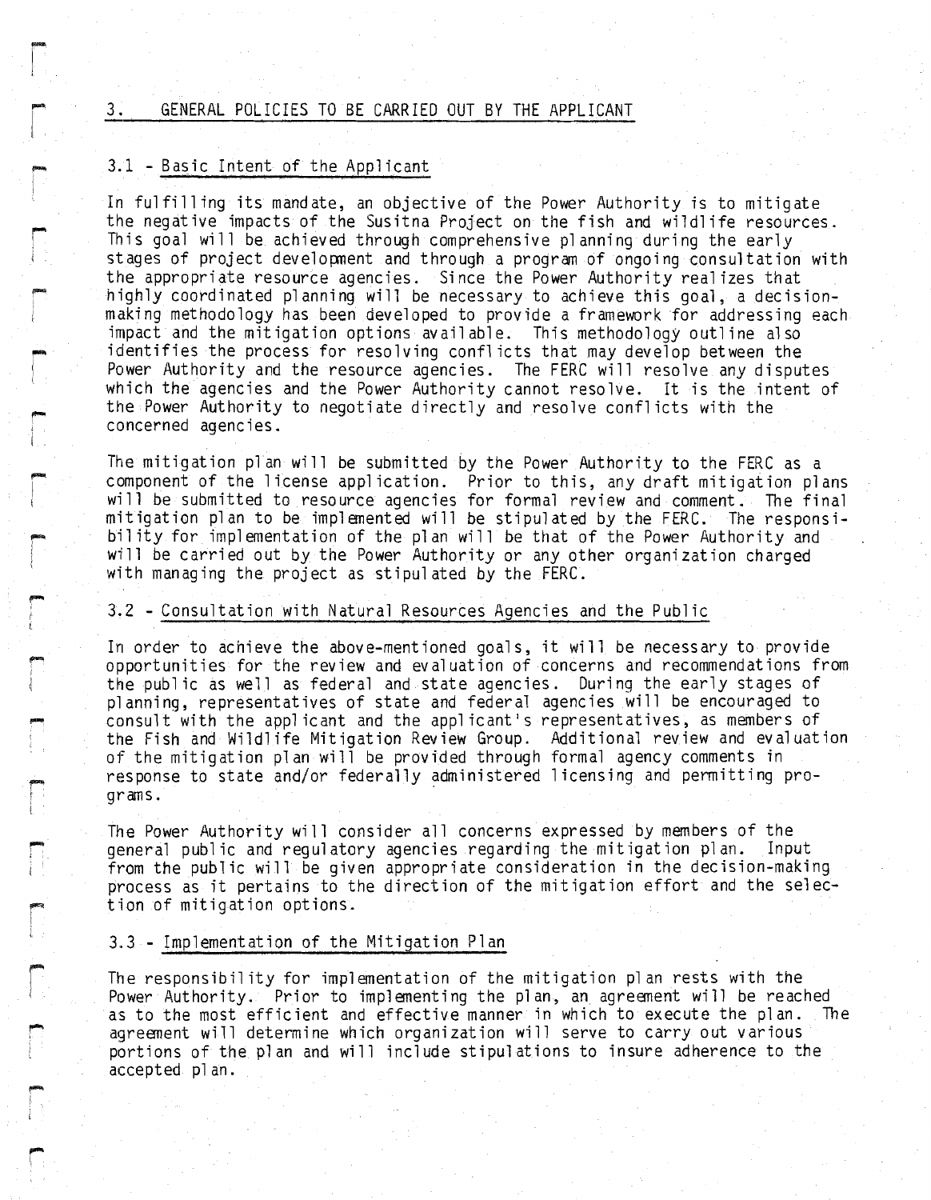## 3. GENERAL POLICIES TO BE CARRIED OUT BY THE APPLICANT

### 3.1 - Basic Intent of the Applicant

In fulfilling its mandate, an objective of the Power Authority is to mitigate the negative impacts of the Susitna Project on the fish and wildlife resources. This goal will be achieved through comprehensive planning during the early stages of project development and through a program of ongoing consultation with the appropriate resource agencies. Since the Power Authority realizes that highly coordinated planning will be necessary to achieve this goal, a decision-making methodology has been developed to provide a framework for addressing each impact and the mitigation options available. This methodology outline also identifies the process for resolving conflicts that may develop between the Power Authority and the resource agencies. The FERC will resolve any disputes which the agencies and the Power Authority cannot resolve. It is the intent of the Power Authority to negotiate directly and resolve conflicts with the concerned agencies.

The mitigation plan will be submitted by the Power Authority to the FERC as a component of the license application. Prior to this, any draft mitigation plans will be submitted to resource agencies for formal review and comment. The final mitigation plan to be implemented will be stipulated by the FERC. The responsibility for implementation of the plan will be that of the Power Authority and will be carried out by the Power Authority or any other organization charged with managing the project as stipulated by the FERC.

### 3.2 - Consultation with Natural Resources Agencies and the Public

In order to achieve the above-mentioned goals, it will be necessary to provide opportunities for the review and evaluation of concerns and recommendations from the public as well as federal and state agencies. During the early stages of planning, representatives of state and federal agencies will be encouraged to consult with the applicant and the applicant's representatives, as members of the Fish and Wildlife Mitigation Review Group. Additional review and evaluation of the mitigation plan will be provided through formal agency comments in response to state and/or federally administered licensing and permitting programs.

The Power Authority will consider all concerns expressed by members of the general public and regulatory agencies regarding the mitigation plan. Input from the public will be given appropriate consideration in the decision-making process as it pertains to the direction of the mitigation effort and the selection of mitigation options.

### 3.3 - Implementation of the Mitigation Plan

The responsibility for implementation of the mitigation plan rests with the Power Authority. Prior to implementing the plan, an agreement will be reached as to the most efficient and effective manner in which to execute the plan. The agreement will determine which organization will serve to carry out various portions of the plan and will include stipulations to insure adherence to the accepted plan.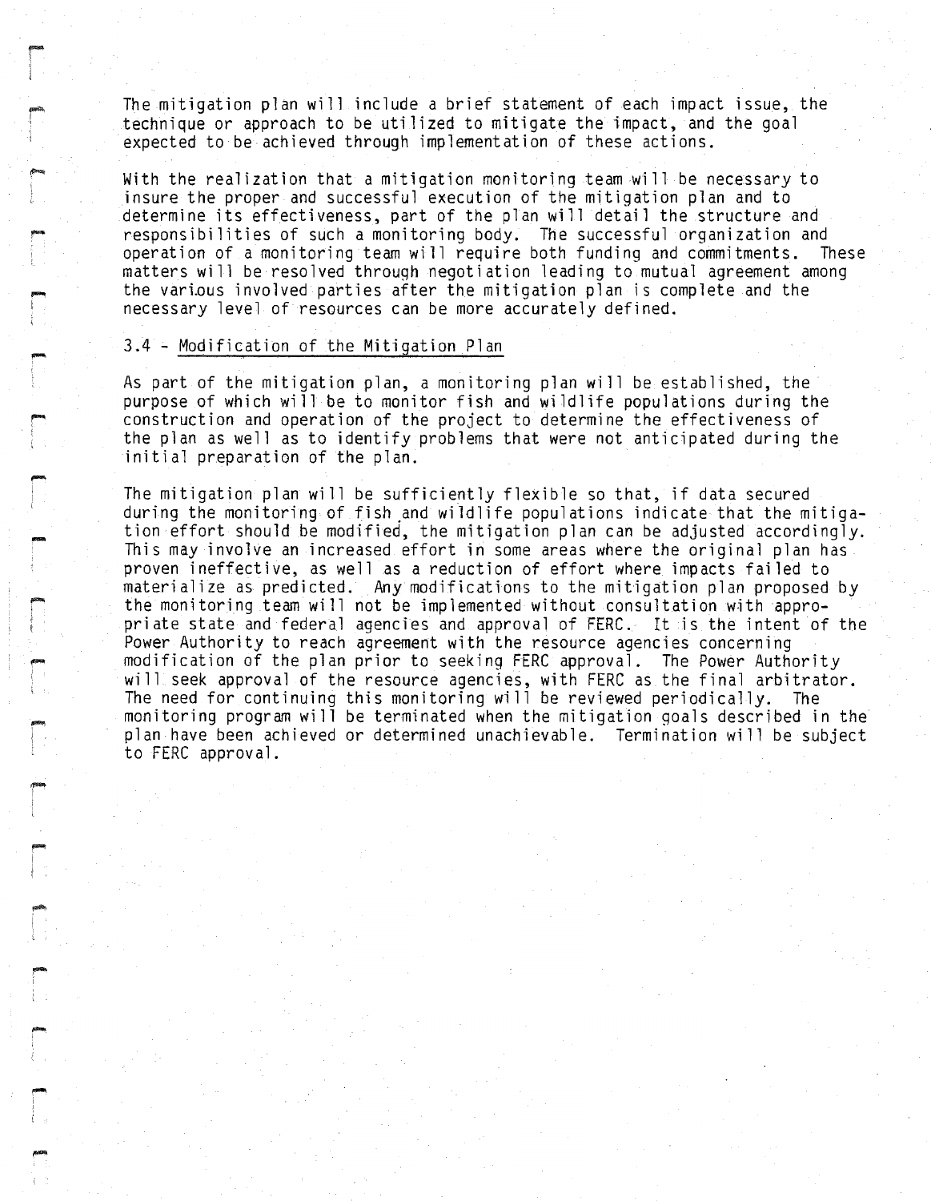The mitigation plan will include a brief statement of each impact issue, the technique or approach to be utilized to mitigate the impact, and the goal expected to be achieved through implementation of these actions.

With the realization that a mitigation monitoring team will be necessary to insure the proper and successful execution of the mitigation plan and to determine its effectiveness, part of the plan will detail the structure and responsibilities of such a monitoring body. The successful organization and operation of a monitoring team will require both funding and commitments. These matters will be resolved through negotiation leading to mutual agreement among the various involved parties after the mitigation plan is complete and the necessary level of resources can be more accurately defined.

### 3.4 - Modification of the Mitigation Plan

As part of the mitigation plan, a monitoring plan will be established, the purpose of which will be to monitor fish and wildlife populations during the construction and operation of the project to determine the effectiveness of the plan as well as to identify problems that were not anticipated during the initial preparation of the plan.

The mitigation plan will be sufficiently flexible so that, if data secured during the monitoring of fish and wildlife populations indicate that the mitigation effort should be modified, the mitigation plan can be adjusted accordingly. This may involve an increased effort in some areas where the original plan has proven ineffective, as well as a reduction of effort where impacts failed to materialize as predicted. Any modifications to the mitigation plan proposed by the monitoring team will not be implemented without consultation with appropriate state and federal agencies and approval of FERC. It is the intent of the Power Authority to reach agreement with the resource agencies concerning modification of the plan prior to seeking FERC approval. The Power Authority will seek approval of the resource agencies, with FERC as the final arbitrator. The need for continuing this monitoring will be reviewed periodically. The monitoring program will be terminated when the mitigation goals described in the plan have been achieved or determined unachievable. Termination will be subject to FERC approval.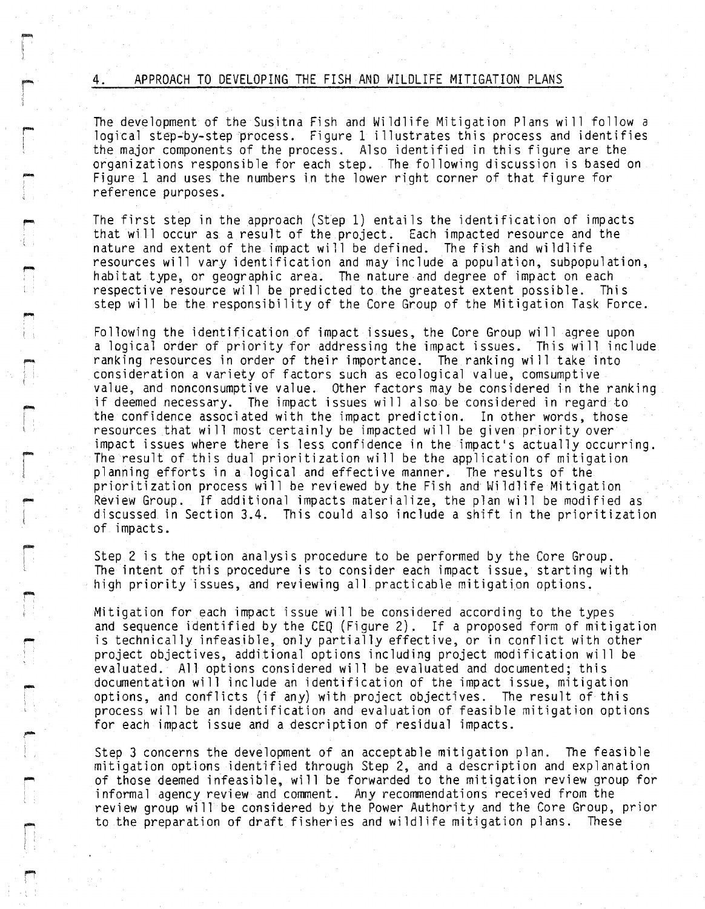## 4. APPROACH TO DEVELOPING THE FISH AND WILDLIFE MITIGATION PLANS

The development of the Susitna Fish and Wildlife Mitigation Plans will follow a logical step-by-step process. Figure 1 illustrates this process and identifies the major components of the process. Also identified in this figure are the organizations responsible for each step. The following discussion is based on Figure 1 and uses the numbers in the lower right corner of that figure for reference purposes.

The first step in the approach (Step 1) entails the identification of impacts that will occur as a result of the project. Each impacted resource and the nature and extent of the impact will be defined. The fish and wildlife resources will vary identification and may include a population, subpopulation, habitat type, or geographic area. The nature and degree of impact on each respective resource will be predicted to the greatest extent possible. This step will be the responsibility of the Core Group of the Mitigation Task Force.

Following the identification of impact issues, the Core Group will agree upon a logical order of priority for addressing the impact issues. This will include ranking resources in order of their importance. The ranking will take into consideration a variety of factors such as ecological value, comsumptive value, and nonconsumptive value. Other factors may be considered in the ranking if deemed necessary. The impact issues will also be considered in regard to the confidence associated with the impact prediction. In other words, those resources that will most certainly be impacted will be given priority over impact issues where there is less confidence in the impact's actually occurring. The result of this dual prioritization will be the application of mitigation planning efforts in a logical and effective manner. The results of the prioritization process will be reviewed by the Fish and Wildlife Mitigation Review Group. If additional impacts materialize, the plan will be modified as discussed in Section 3.4. This could also include a shift in the prioritization of impacts.

Step 2 is the option analysis procedure to be performed by the Core Group. The intent of this procedure is to consider each impact issue, starting with high priority issues, and reviewing all practicable mitigation options.

Mitigation for each impact issue will be considered according to the types and sequence identified by the CEQ (Figure 2). If a proposed form of mitigation is technically infeasible, only partially effective, or in conflict with other project objectives, additional options including project modification will be evaluated. All options considered will be evaluated and documented; this documentation will include an identification of the impact issue, mitigation options, and conflicts (if any) with project objectives. The result of this process will be an identification and evaluation of feasible mitigation options for each impact issue and a description of residual impacts.

Step 3 concerns the development of an acceptable mitigation plan. The feasible mitigation options identified through Step 2, and a description and explanation of those deemed infeasible, will be forwarded to the mitigation review group for informal agency review and comment. Any recommendations received from the review group will be considered by the Power Authority and the Core Group, prior to the preparation of draft fisheries and wildlife mitigation plans. These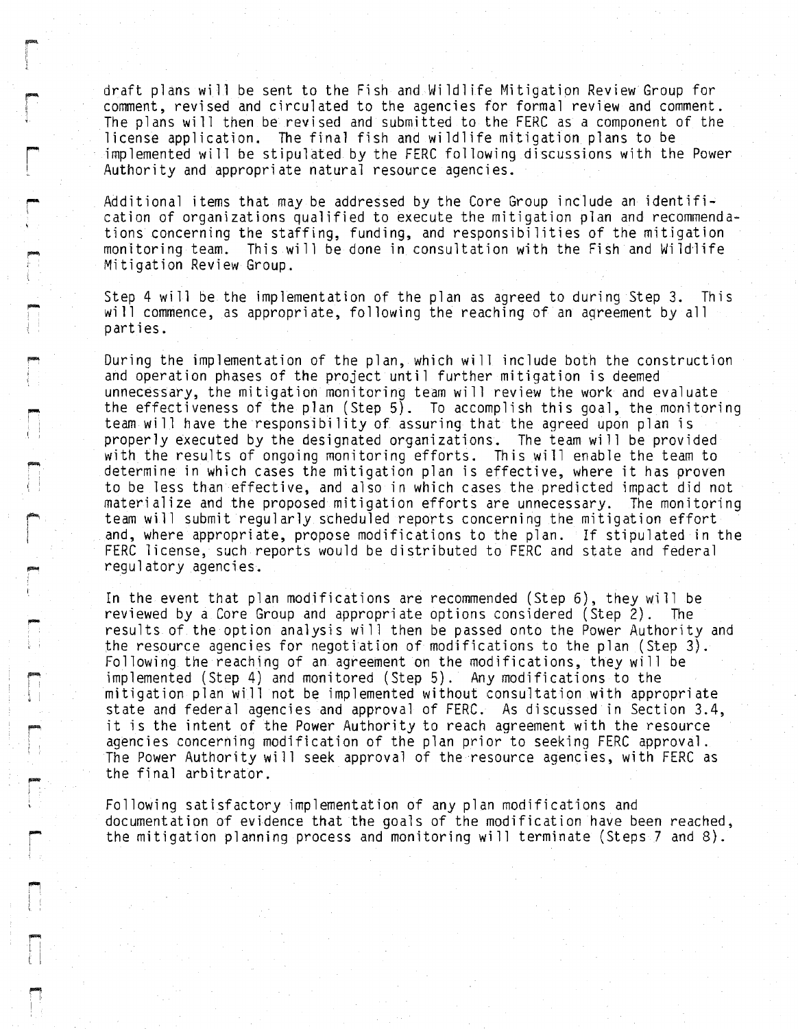draft plans will be sent to the Fish and Wildlife Mitigation Review Group for comment, revised and circulated to the agencies for formal review and comment. The plans will then be revised and submitted to the FERC as a component of the license application. The final fish and wildlife mitigation plans to be implemented will be stipulated by the FERC following discussions with the Power Authority and appropriate natural resource agencies.

Additional items that may be addressed by the Core Group include an identification of organizations qualified to execute the mitigation plan and recommendations concerning the staffing, funding, and responsibilities of the mitigation monitoring team. This will be done in consultation with the Fish and Wildlife Mitigation Review Group.

Step 4 will be the implementation of the plan as agreed to during Step 3. This will commence, as appropriate, following the reaching of an agreement by all parties.

During the implementation of the plan, which will include both the construction and operation phases of the project until further mitigation is deemed unnecessary, the mitigation monitoring team will review the work and evaluate the effectiveness of the plan (Step 5). To accomplish this goal, the monitoring team will have the responsibility of assuring that the agreed upon plan is properly executed by the designated organizations. The team will be provided with the results of ongoing monitoring efforts. This will enable the team to determine in which cases the mitigation plan is effective, where it has proven to be less than effective, and also in which cases the predicted impact did not materialize and the proposed mitigation efforts are unnecessary. The monitoring team will submit regularly scheduled reports concerning the mitigation effort and, where appropriate, propose modifications to the plan. If stipulated in the FERC license, such reports would be distributed to FERC and state and federal regulatory agencies.

In the event that plan modifications are recommended (Step 6), they will be reviewed by a Core Group and appropriate options considered (Step 2). The results of the option analysis will then be passed onto the Power Authority and the resource agencies for negotiation of modifications to the plan (Step 3). Following the reaching of an agreement on the modifications, they will be implemented (Step 4) and monitored (Step 5). Any modifications to the mitigation plan will not be implemented without consultation with appropriate state and federal agencies and approval of FERC. As discussed in Section 3.4, it is the intent of the Power Authority to reach agreement with the resource agencies concerning modification of the plan prior to seeking FERC approval. The Power Authority will seek approval of the resource agencies, with FERC as the final arbitrator.

Following satisfactory implementation of any plan modifications and documentation of evidence that the goals of the modification have been reached, the mitigation planning process and monitoring will terminate (Steps 7 and 8).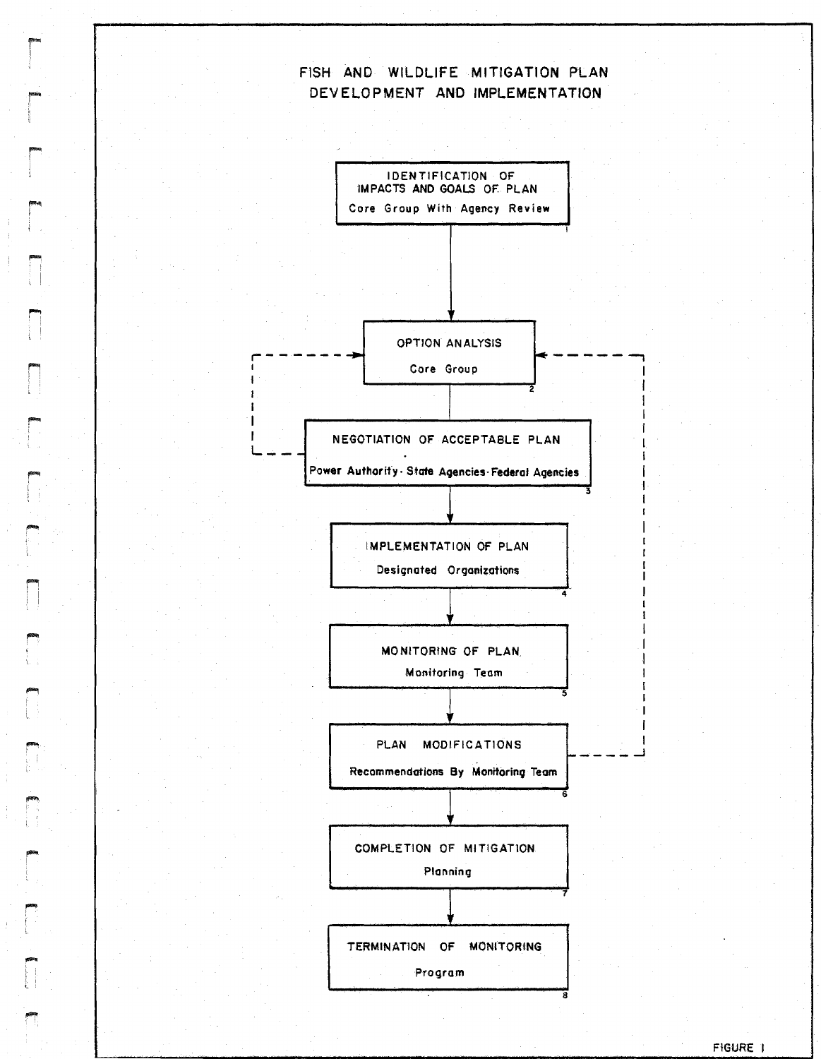# FISH AND WILDLIFE MITIGATION PLAN DEVELOPMENT AND IMPLEMENTATION

1. **IDENTIFICATION OF IMPACTS AND GOALS OF PLAN**
   Core Group With Agency Review

2. **OPTION ANALYSIS**
   Core Group

3. **NEGOTIATION OF ACCEPTABLE PLAN**
   Power Authority · State Agencies · Federal Agencies

4. **IMPLEMENTATION OF PLAN**
   Designated Organizations

5. **MONITORING OF PLAN**
   Monitoring Team

6. **PLAN MODIFICATIONS**
   Recommendations By Monitoring Team

7. **COMPLETION OF MITIGATION**
   Planning

8. **TERMINATION OF MONITORING**
   Program

FIGURE 1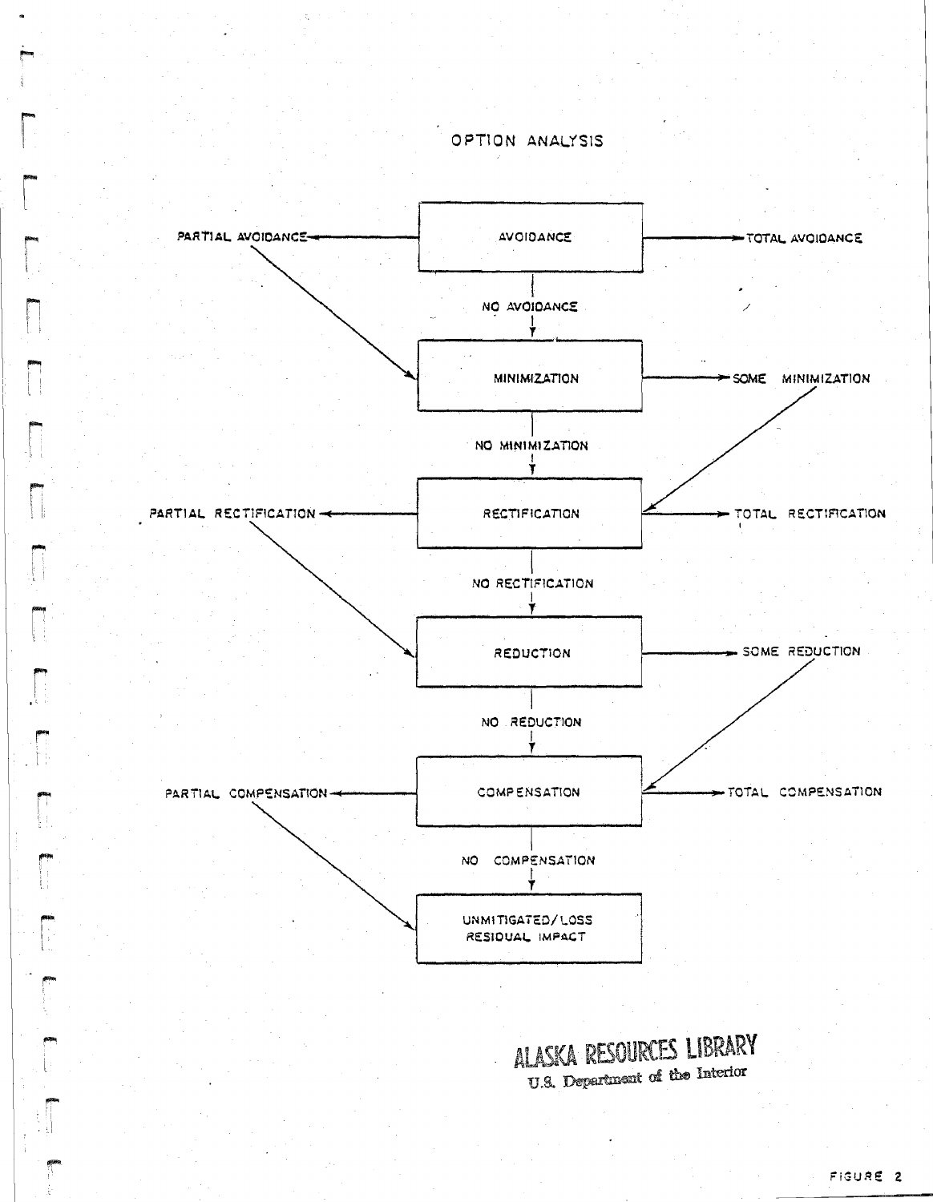OPTION ANALYSIS

AVOIDANCE

PARTIAL AVOIDANCE

TOTAL AVOIDANCE

NO AVOIDANCE

MINIMIZATION

SOME MINIMIZATION

NO MINIMIZATION

RECTIFICATION

PARTIAL RECTIFICATION

TOTAL RECTIFICATION

NO RECTIFICATION

REDUCTION

SOME REDUCTION

NO REDUCTION

COMPENSATION

PARTIAL COMPENSATION

TOTAL COMPENSATION

NO COMPENSATION

UNMITIGATED/LOSS RESIDUAL IMPACT

ALASKA RESOURCES LIBRARY
U.S. Department of the Interior

FIGURE 2